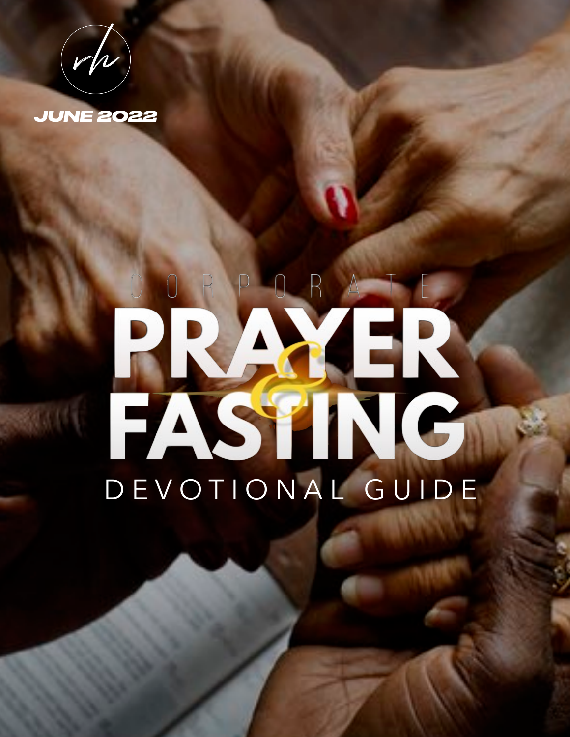JUNE 2022

# CORPORATE PRAYER & FASTING

## DEVOTIONAL GUIDE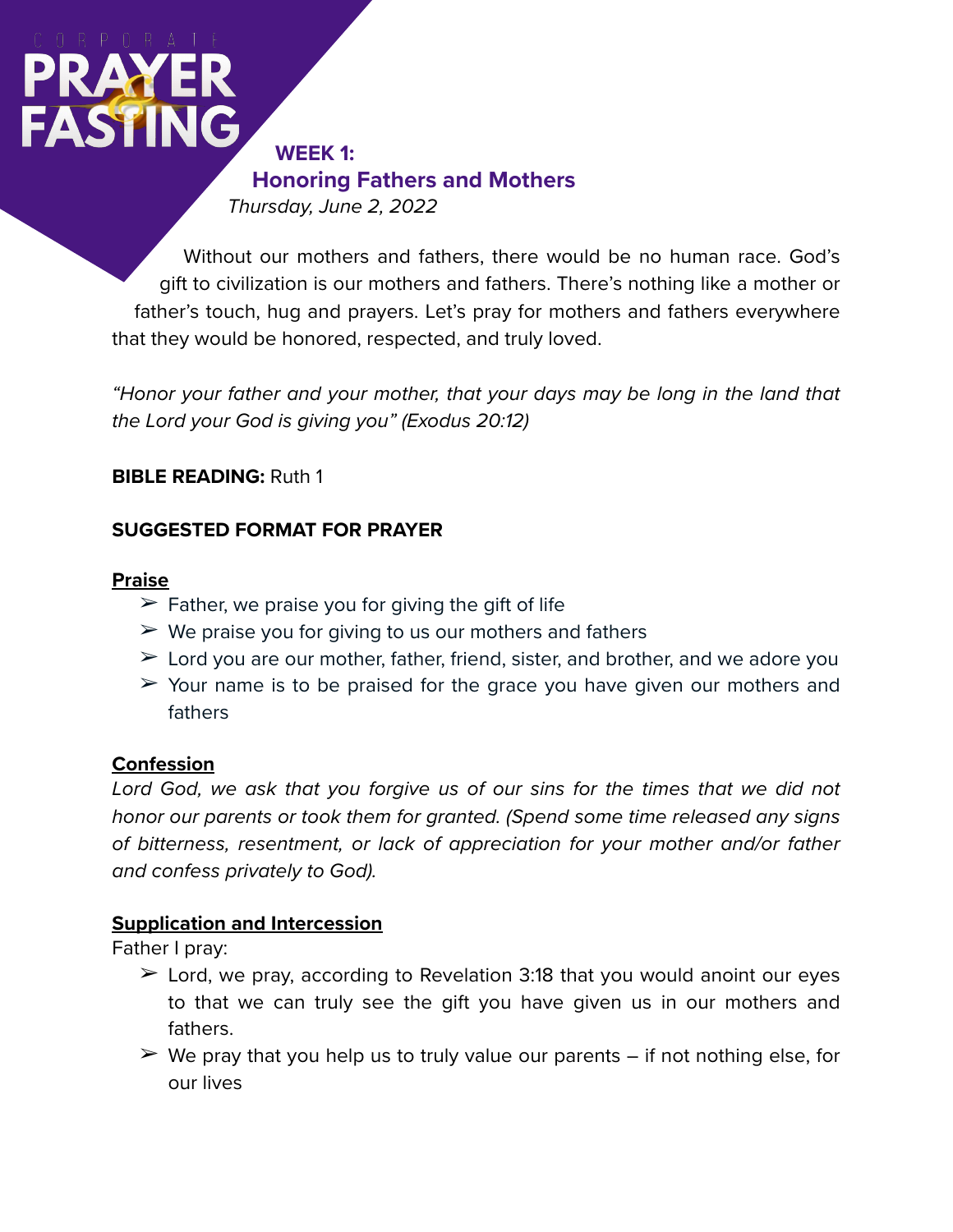CORPORATE PRAYER & FASTING

## WEEK 1:
## Honoring Fathers and Mothers

*Thursday, June 2, 2022*

Without our mothers and fathers, there would be no human race. God's gift to civilization is our mothers and fathers. There's nothing like a mother or father's touch, hug and prayers. Let's pray for mothers and fathers everywhere that they would be honored, respected, and truly loved.

*"Honor your father and your mother, that your days may be long in the land that the Lord your God is giving you" (Exodus 20:12)*

**BIBLE READING:** Ruth 1

**SUGGESTED FORMAT FOR PRAYER**

**Praise**

- Father, we praise you for giving the gift of life
- We praise you for giving to us our mothers and fathers
- Lord you are our mother, father, friend, sister, and brother, and we adore you
- Your name is to be praised for the grace you have given our mothers and fathers

**Confession**

*Lord God, we ask that you forgive us of our sins for the times that we did not honor our parents or took them for granted. (Spend some time released any signs of bitterness, resentment, or lack of appreciation for your mother and/or father and confess privately to God).*

**Supplication and Intercession**

Father I pray:

- Lord, we pray, according to Revelation 3:18 that you would anoint our eyes to that we can truly see the gift you have given us in our mothers and fathers.
- We pray that you help us to truly value our parents – if not nothing else, for our lives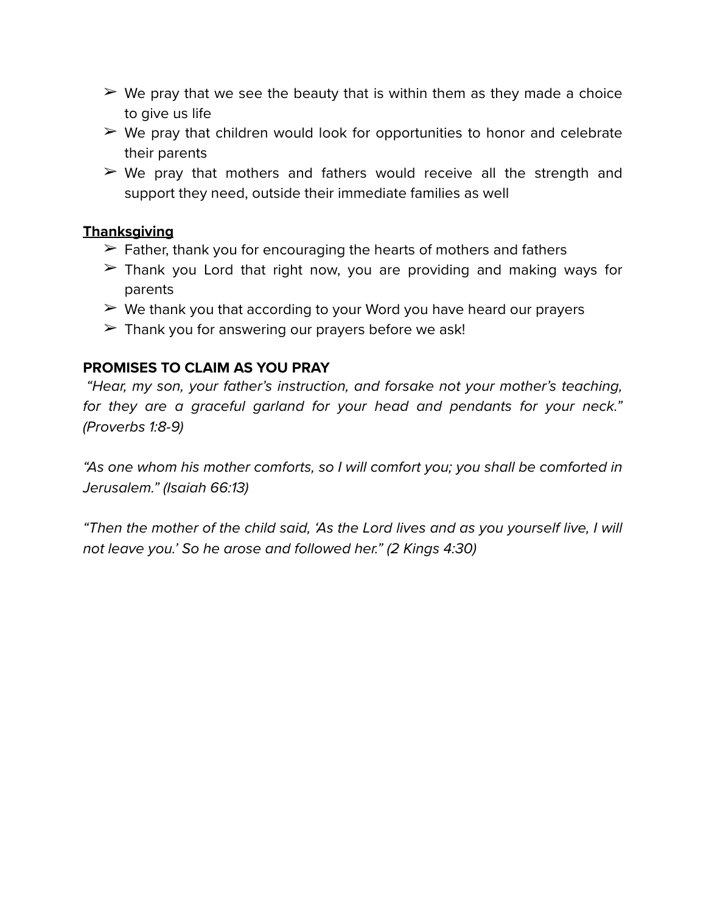- ➢ We pray that we see the beauty that is within them as they made a choice to give us life
- ➢ We pray that children would look for opportunities to honor and celebrate their parents
- ➢ We pray that mothers and fathers would receive all the strength and support they need, outside their immediate families as well

**<u>Thanksgiving</u>**

- ➢ Father, thank you for encouraging the hearts of mothers and fathers
- ➢ Thank you Lord that right now, you are providing and making ways for parents
- ➢ We thank you that according to your Word you have heard our prayers
- ➢ Thank you for answering our prayers before we ask!

**PROMISES TO CLAIM AS YOU PRAY**

*"Hear, my son, your father's instruction, and forsake not your mother's teaching, for they are a graceful garland for your head and pendants for your neck." (Proverbs 1:8-9)*

*"As one whom his mother comforts, so I will comfort you; you shall be comforted in Jerusalem." (Isaiah 66:13)*

*"Then the mother of the child said, 'As the Lord lives and as you yourself live, I will not leave you.' So he arose and followed her." (2 Kings 4:30)*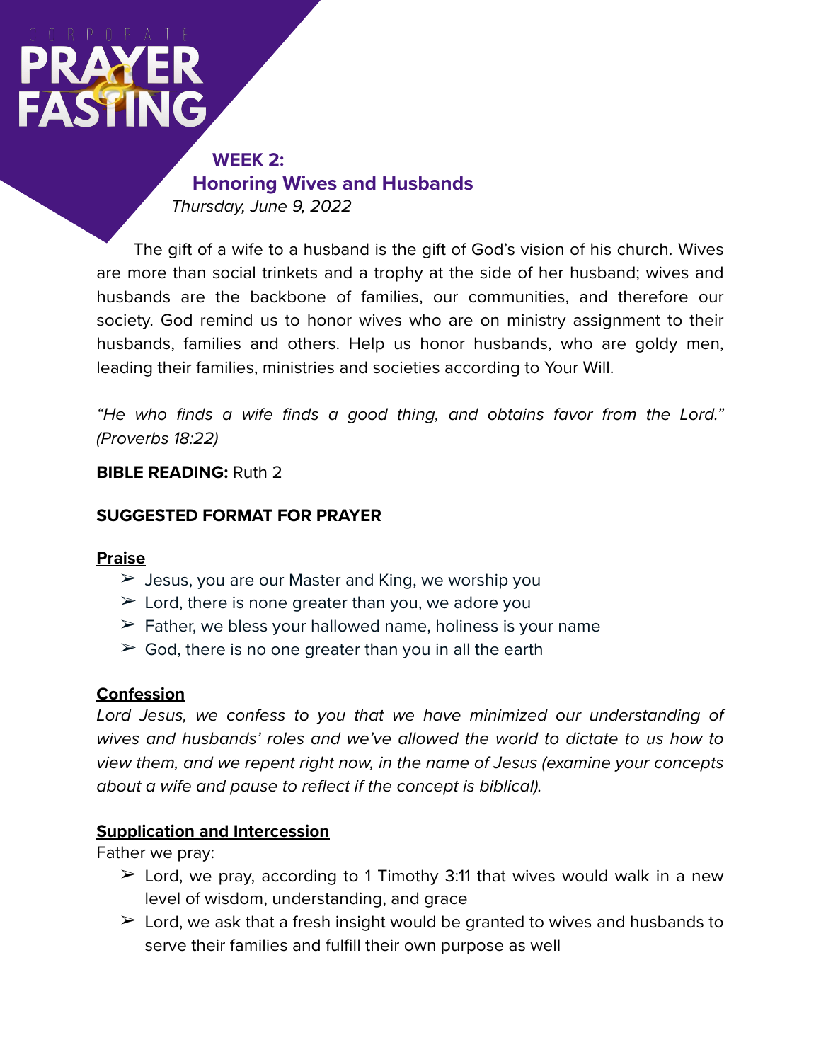CORPORATE PRAYER & FASTING

## WEEK 2: Honoring Wives and Husbands

*Thursday, June 9, 2022*

The gift of a wife to a husband is the gift of God's vision of his church. Wives are more than social trinkets and a trophy at the side of her husband; wives and husbands are the backbone of families, our communities, and therefore our society. God remind us to honor wives who are on ministry assignment to their husbands, families and others. Help us honor husbands, who are goldy men, leading their families, ministries and societies according to Your Will.

*"He who finds a wife finds a good thing, and obtains favor from the Lord." (Proverbs 18:22)*

**BIBLE READING:** Ruth 2

**SUGGESTED FORMAT FOR PRAYER**

**Praise**

- Jesus, you are our Master and King, we worship you
- Lord, there is none greater than you, we adore you
- Father, we bless your hallowed name, holiness is your name
- God, there is no one greater than you in all the earth

**Confession**

*Lord Jesus, we confess to you that we have minimized our understanding of wives and husbands' roles and we've allowed the world to dictate to us how to view them, and we repent right now, in the name of Jesus (examine your concepts about a wife and pause to reflect if the concept is biblical).*

**Supplication and Intercession**

Father we pray:

- Lord, we pray, according to 1 Timothy 3:11 that wives would walk in a new level of wisdom, understanding, and grace
- Lord, we ask that a fresh insight would be granted to wives and husbands to serve their families and fulfill their own purpose as well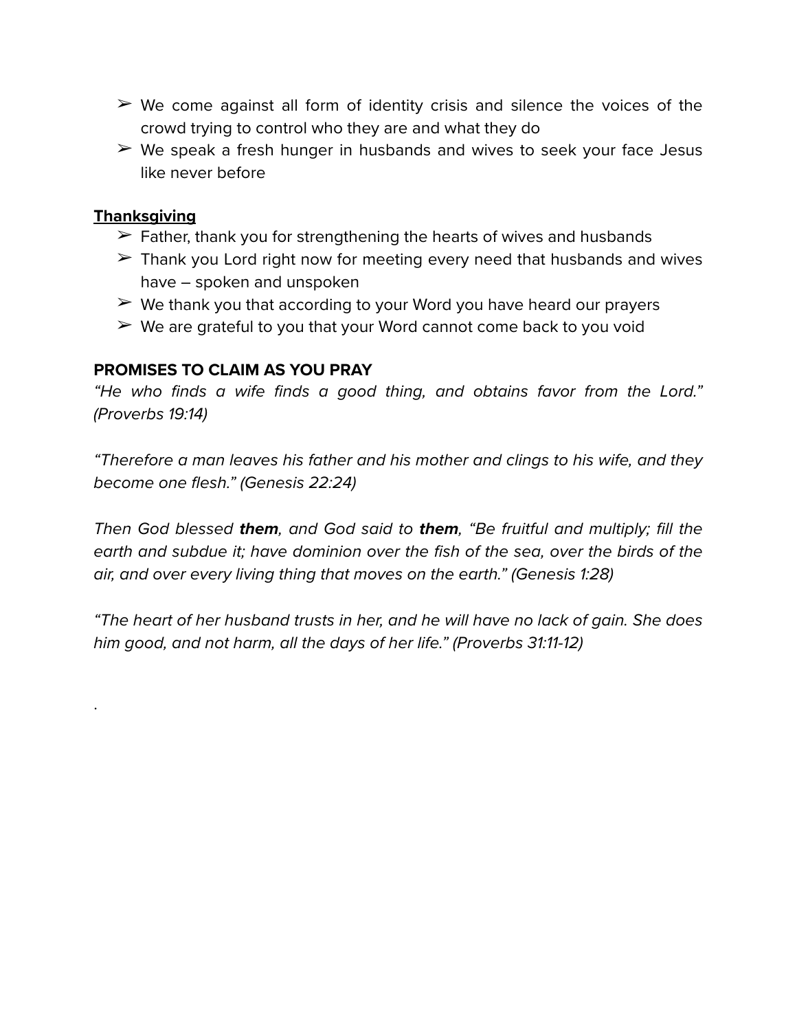- ➢ We come against all form of identity crisis and silence the voices of the crowd trying to control who they are and what they do
- ➢ We speak a fresh hunger in husbands and wives to seek your face Jesus like never before

**<u>Thanksgiving</u>**

- ➢ Father, thank you for strengthening the hearts of wives and husbands
- ➢ Thank you Lord right now for meeting every need that husbands and wives have – spoken and unspoken
- ➢ We thank you that according to your Word you have heard our prayers
- ➢ We are grateful to you that your Word cannot come back to you void

**PROMISES TO CLAIM AS YOU PRAY**

*"He who finds a wife finds a good thing, and obtains favor from the Lord." (Proverbs 19:14)*

*"Therefore a man leaves his father and his mother and clings to his wife, and they become one flesh." (Genesis 22:24)*

*Then God blessed **them**, and God said to **them**, "Be fruitful and multiply; fill the earth and subdue it; have dominion over the fish of the sea, over the birds of the air, and over every living thing that moves on the earth." (Genesis 1:28)*

*"The heart of her husband trusts in her, and he will have no lack of gain. She does him good, and not harm, all the days of her life." (Proverbs 31:11-12)*

.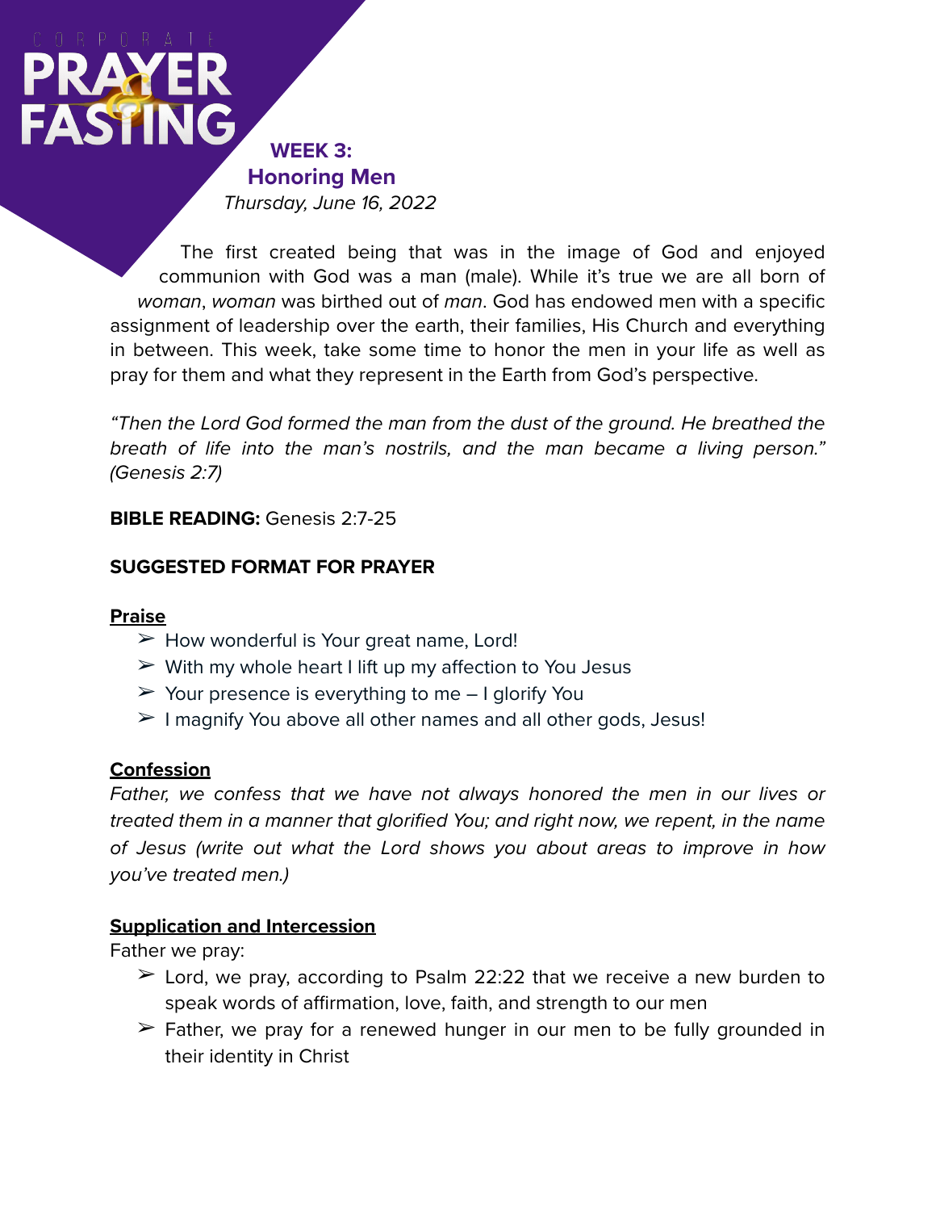CORPORATE PRAYER & FASTING

## WEEK 3:
## Honoring Men

*Thursday, June 16, 2022*

The first created being that was in the image of God and enjoyed communion with God was a man (male). While it's true we are all born of *woman*, *woman* was birthed out of *man*. God has endowed men with a specific assignment of leadership over the earth, their families, His Church and everything in between. This week, take some time to honor the men in your life as well as pray for them and what they represent in the Earth from God's perspective.

*"Then the Lord God formed the man from the dust of the ground. He breathed the breath of life into the man's nostrils, and the man became a living person." (Genesis 2:7)*

**BIBLE READING:** Genesis 2:7-25

**SUGGESTED FORMAT FOR PRAYER**

**Praise**

- How wonderful is Your great name, Lord!
- With my whole heart I lift up my affection to You Jesus
- Your presence is everything to me – I glorify You
- I magnify You above all other names and all other gods, Jesus!

**Confession**

*Father, we confess that we have not always honored the men in our lives or treated them in a manner that glorified You; and right now, we repent, in the name of Jesus (write out what the Lord shows you about areas to improve in how you've treated men.)*

**Supplication and Intercession**

Father we pray:

- Lord, we pray, according to Psalm 22:22 that we receive a new burden to speak words of affirmation, love, faith, and strength to our men
- Father, we pray for a renewed hunger in our men to be fully grounded in their identity in Christ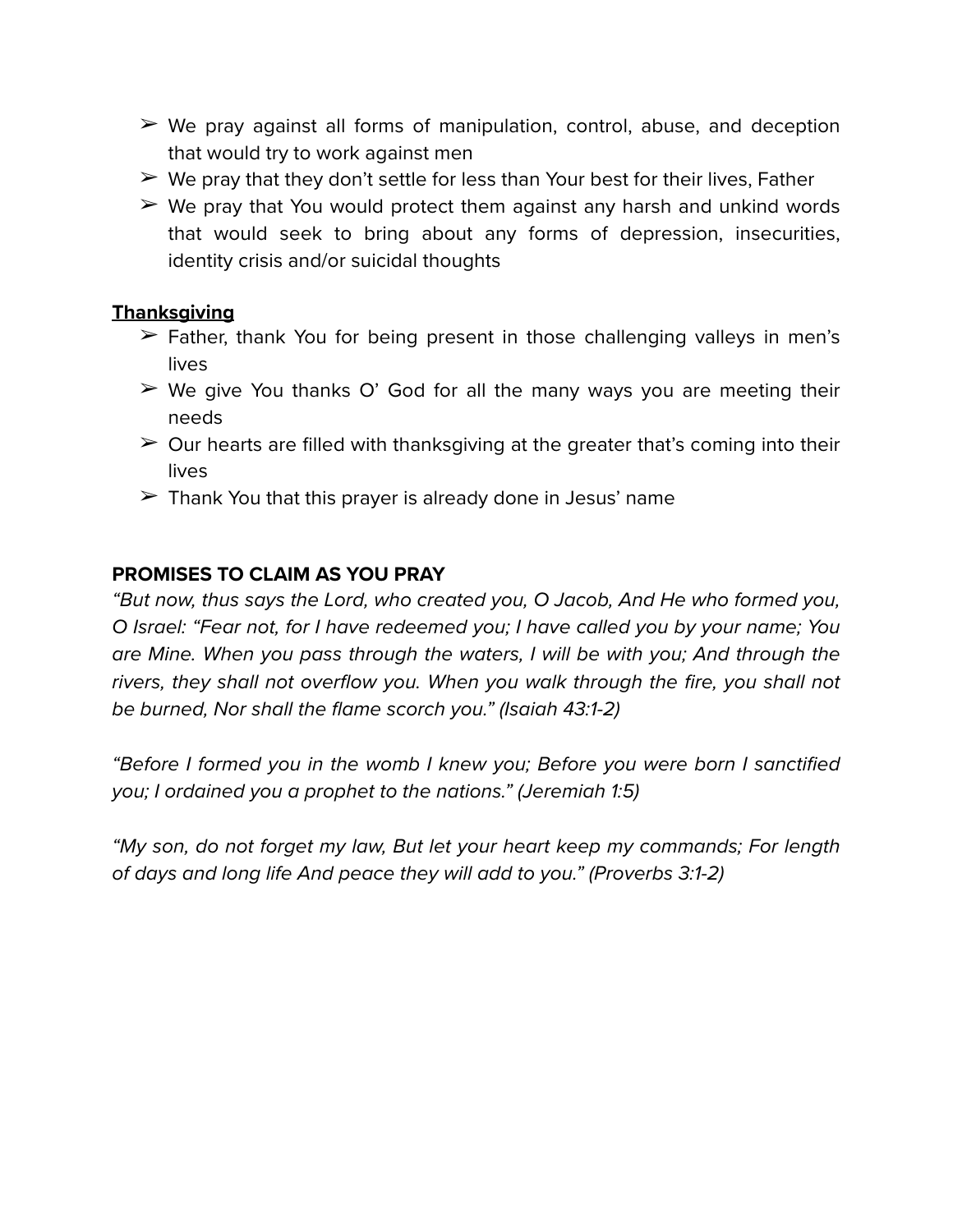- ➢ We pray against all forms of manipulation, control, abuse, and deception that would try to work against men
- ➢ We pray that they don't settle for less than Your best for their lives, Father
- ➢ We pray that You would protect them against any harsh and unkind words that would seek to bring about any forms of depression, insecurities, identity crisis and/or suicidal thoughts

**Thanksgiving**

- ➢ Father, thank You for being present in those challenging valleys in men's lives
- ➢ We give You thanks O' God for all the many ways you are meeting their needs
- ➢ Our hearts are filled with thanksgiving at the greater that's coming into their lives
- ➢ Thank You that this prayer is already done in Jesus' name

**PROMISES TO CLAIM AS YOU PRAY**

*"But now, thus says the Lord, who created you, O Jacob, And He who formed you, O Israel: "Fear not, for I have redeemed you; I have called you by your name; You are Mine. When you pass through the waters, I will be with you; And through the rivers, they shall not overflow you. When you walk through the fire, you shall not be burned, Nor shall the flame scorch you." (Isaiah 43:1-2)*

*"Before I formed you in the womb I knew you; Before you were born I sanctified you; I ordained you a prophet to the nations." (Jeremiah 1:5)*

*"My son, do not forget my law, But let your heart keep my commands; For length of days and long life And peace they will add to you." (Proverbs 3:1-2)*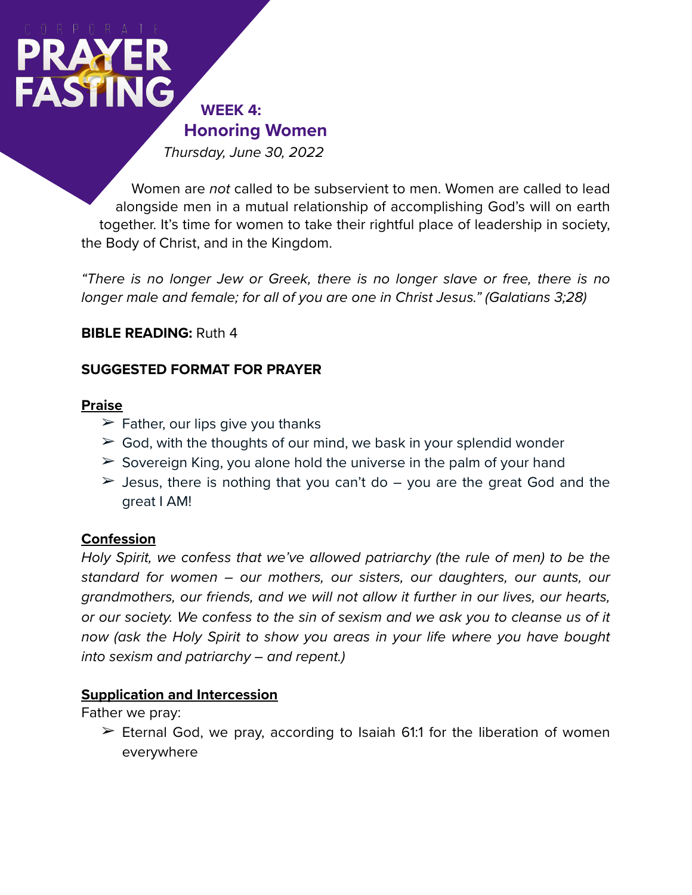CORPORATE PRAYER & FASTING

## WEEK 4:

## Honoring Women

*Thursday, June 30, 2022*

Women are *not* called to be subservient to men. Women are called to lead alongside men in a mutual relationship of accomplishing God's will on earth together. It's time for women to take their rightful place of leadership in society, the Body of Christ, and in the Kingdom.

*"There is no longer Jew or Greek, there is no longer slave or free, there is no longer male and female; for all of you are one in Christ Jesus." (Galatians 3;28)*

**BIBLE READING:** Ruth 4

**SUGGESTED FORMAT FOR PRAYER**

**Praise**

- ➢ Father, our lips give you thanks
- ➢ God, with the thoughts of our mind, we bask in your splendid wonder
- ➢ Sovereign King, you alone hold the universe in the palm of your hand
- ➢ Jesus, there is nothing that you can't do – you are the great God and the great I AM!

**Confession**

*Holy Spirit, we confess that we've allowed patriarchy (the rule of men) to be the standard for women – our mothers, our sisters, our daughters, our aunts, our grandmothers, our friends, and we will not allow it further in our lives, our hearts, or our society. We confess to the sin of sexism and we ask you to cleanse us of it now (ask the Holy Spirit to show you areas in your life where you have bought into sexism and patriarchy – and repent.)*

**Supplication and Intercession**

Father we pray:

- ➢ Eternal God, we pray, according to Isaiah 61:1 for the liberation of women everywhere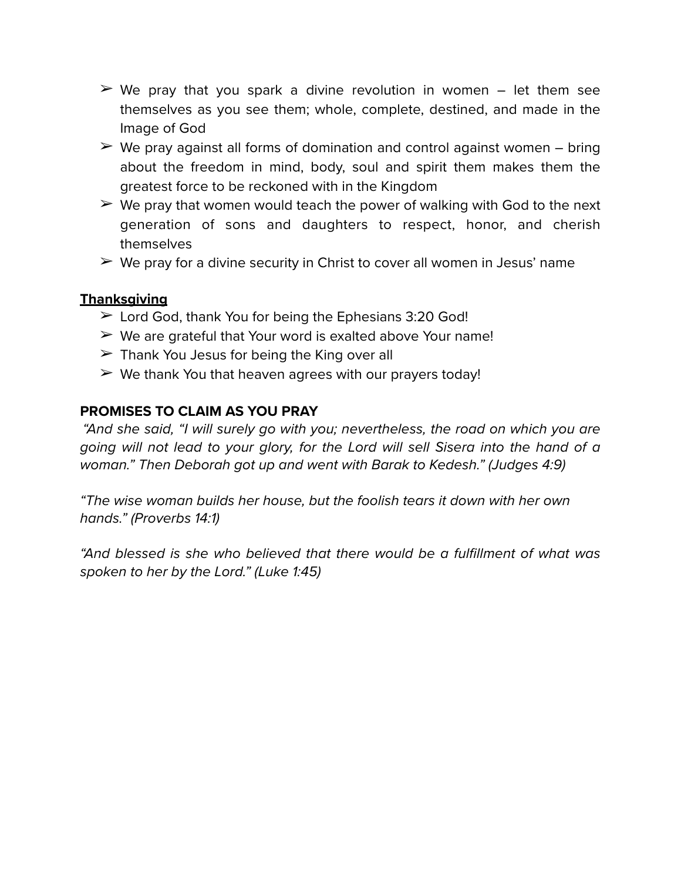- ➢ We pray that you spark a divine revolution in women – let them see themselves as you see them; whole, complete, destined, and made in the Image of God
- ➢ We pray against all forms of domination and control against women – bring about the freedom in mind, body, soul and spirit them makes them the greatest force to be reckoned with in the Kingdom
- ➢ We pray that women would teach the power of walking with God to the next generation of sons and daughters to respect, honor, and cherish themselves
- ➢ We pray for a divine security in Christ to cover all women in Jesus' name

**<u>Thanksgiving</u>**

- ➢ Lord God, thank You for being the Ephesians 3:20 God!
- ➢ We are grateful that Your word is exalted above Your name!
- ➢ Thank You Jesus for being the King over all
- ➢ We thank You that heaven agrees with our prayers today!

**PROMISES TO CLAIM AS YOU PRAY**

*"And she said, "I will surely go with you; nevertheless, the road on which you are going will not lead to your glory, for the Lord will sell Sisera into the hand of a woman." Then Deborah got up and went with Barak to Kedesh." (Judges 4:9)*

*"The wise woman builds her house, but the foolish tears it down with her own hands." (Proverbs 14:1)*

*"And blessed is she who believed that there would be a fulfillment of what was spoken to her by the Lord." (Luke 1:45)*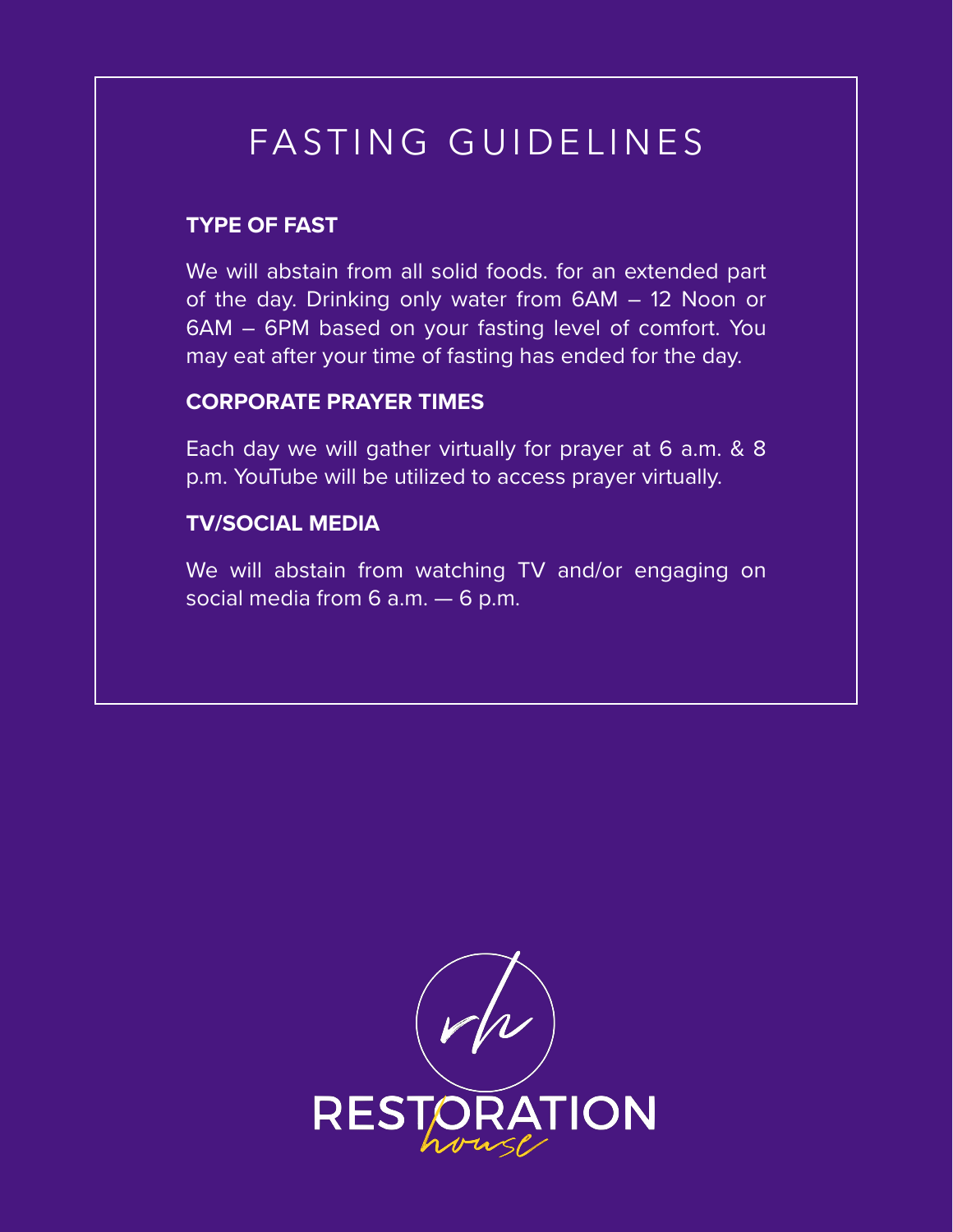# FASTING GUIDELINES

**TYPE OF FAST**

We will abstain from all solid foods. for an extended part of the day. Drinking only water from 6AM – 12 Noon or 6AM – 6PM based on your fasting level of comfort. You may eat after your time of fasting has ended for the day.

**CORPORATE PRAYER TIMES**

Each day we will gather virtually for prayer at 6 a.m. & 8 p.m. YouTube will be utilized to access prayer virtually.

**TV/SOCIAL MEDIA**

We will abstain from watching TV and/or engaging on social media from 6 a.m. — 6 p.m.

rh

RESTORATION house